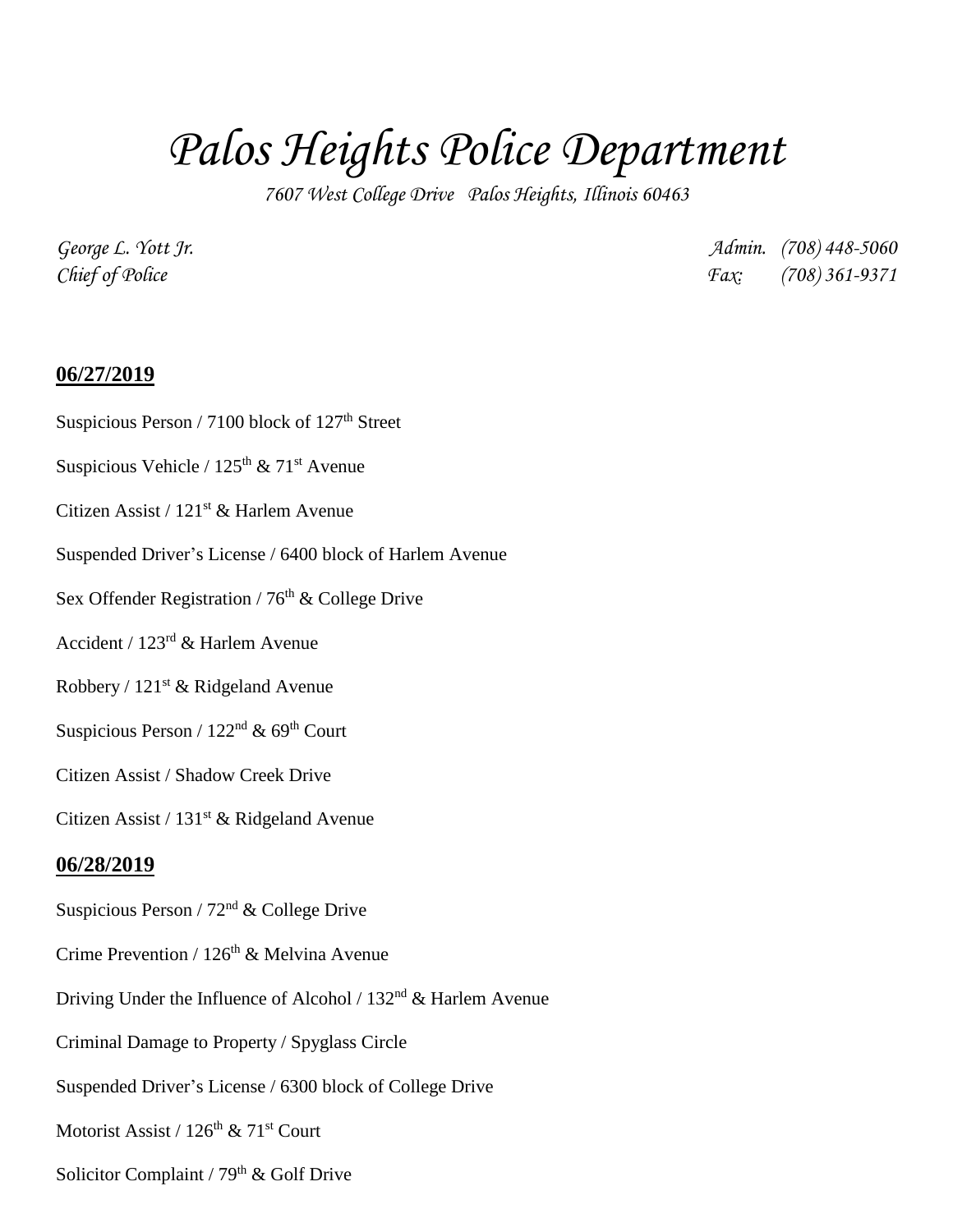# *Palos Heights Police Department*

*7607 West College Drive   Palos Heights, Illinois 60463*

*George L. Yott Jr.*
*Chief of Police*

*Admin. (708) 448-5060*
*Fax: (708) 361-9371*

## 06/27/2019

Suspicious Person / 7100 block of 127th Street

Suspicious Vehicle / 125th & 71st Avenue

Citizen Assist / 121st & Harlem Avenue

Suspended Driver's License / 6400 block of Harlem Avenue

Sex Offender Registration / 76th & College Drive

Accident / 123rd & Harlem Avenue

Robbery / 121st & Ridgeland Avenue

Suspicious Person / 122nd & 69th Court

Citizen Assist / Shadow Creek Drive

Citizen Assist / 131st & Ridgeland Avenue

## 06/28/2019

Suspicious Person / 72nd & College Drive

Crime Prevention / 126th & Melvina Avenue

Driving Under the Influence of Alcohol / 132nd & Harlem Avenue

Criminal Damage to Property / Spyglass Circle

Suspended Driver's License / 6300 block of College Drive

Motorist Assist / 126th & 71st Court

Solicitor Complaint / 79th & Golf Drive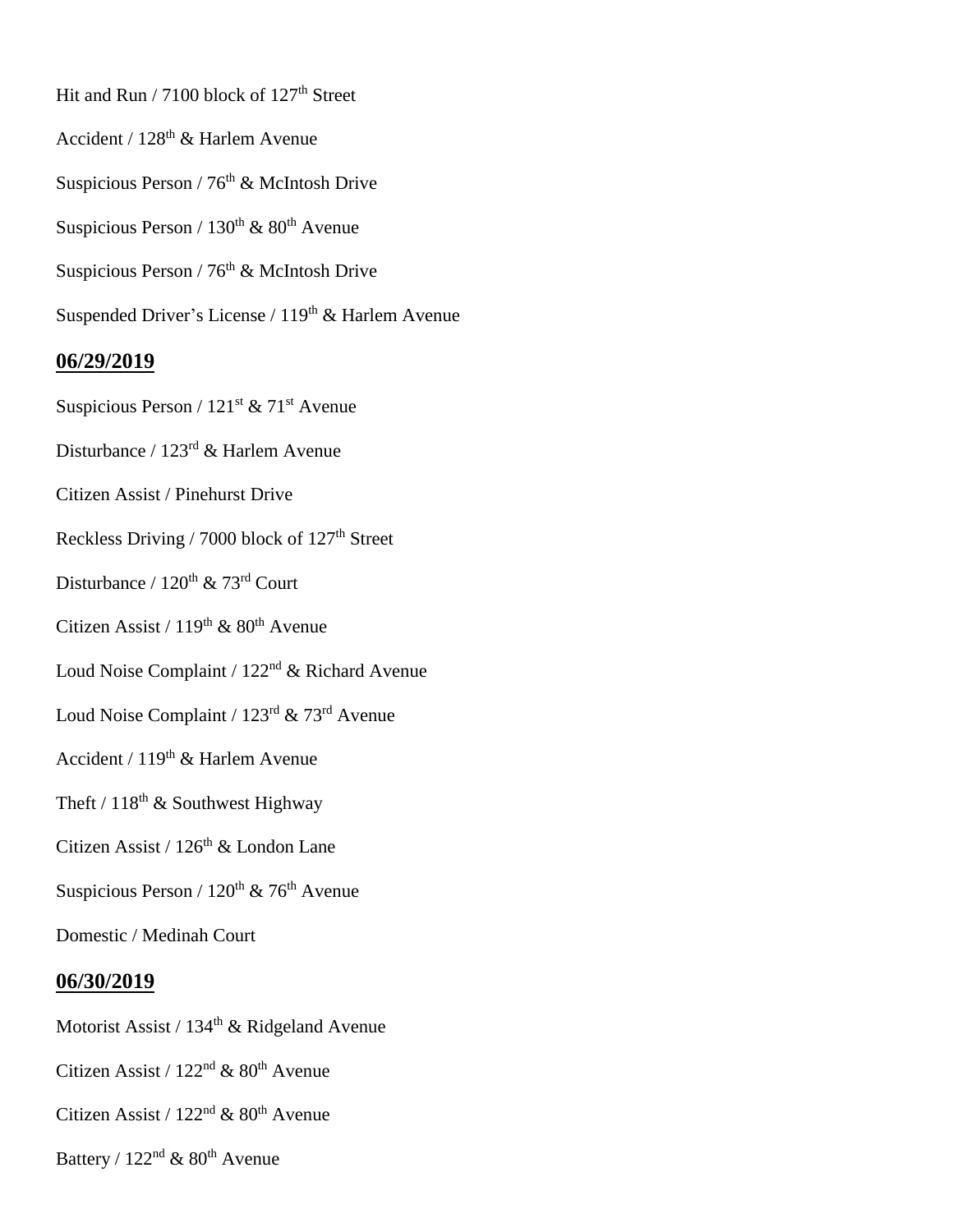Hit and Run / 7100 block of 127th Street

Accident / 128th & Harlem Avenue

Suspicious Person / 76th & McIntosh Drive

Suspicious Person / 130th & 80th Avenue

Suspicious Person / 76th & McIntosh Drive

Suspended Driver's License / 119th & Harlem Avenue

## 06/29/2019

Suspicious Person / 121st & 71st Avenue

Disturbance / 123rd & Harlem Avenue

Citizen Assist / Pinehurst Drive

Reckless Driving / 7000 block of 127th Street

Disturbance / 120th & 73rd Court

Citizen Assist / 119th & 80th Avenue

Loud Noise Complaint / 122nd & Richard Avenue

Loud Noise Complaint / 123rd & 73rd Avenue

Accident / 119th & Harlem Avenue

Theft / 118th & Southwest Highway

Citizen Assist / 126th & London Lane

Suspicious Person / 120th & 76th Avenue

Domestic / Medinah Court

## 06/30/2019

Motorist Assist / 134th & Ridgeland Avenue

Citizen Assist / 122nd & 80th Avenue

Citizen Assist / 122nd & 80th Avenue

Battery / 122nd & 80th Avenue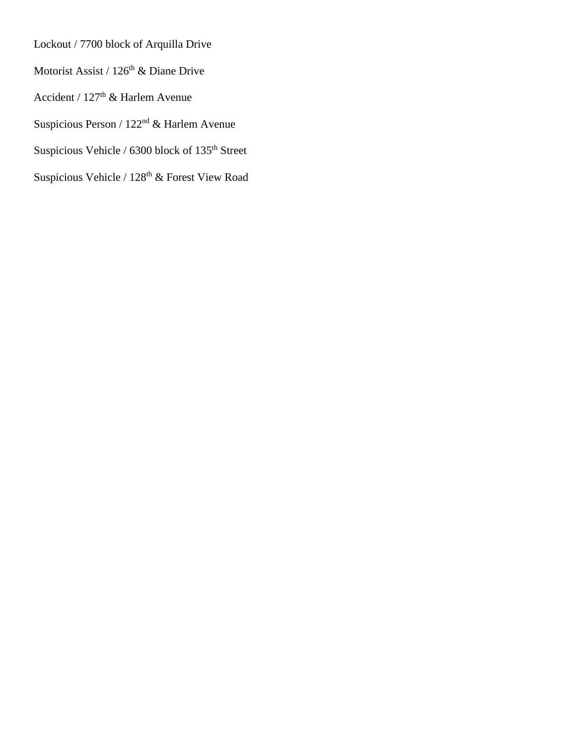Lockout / 7700 block of Arquilla Drive

Motorist Assist / 126th & Diane Drive

Accident / 127th & Harlem Avenue

Suspicious Person / 122nd & Harlem Avenue

Suspicious Vehicle / 6300 block of 135th Street

Suspicious Vehicle / 128th & Forest View Road